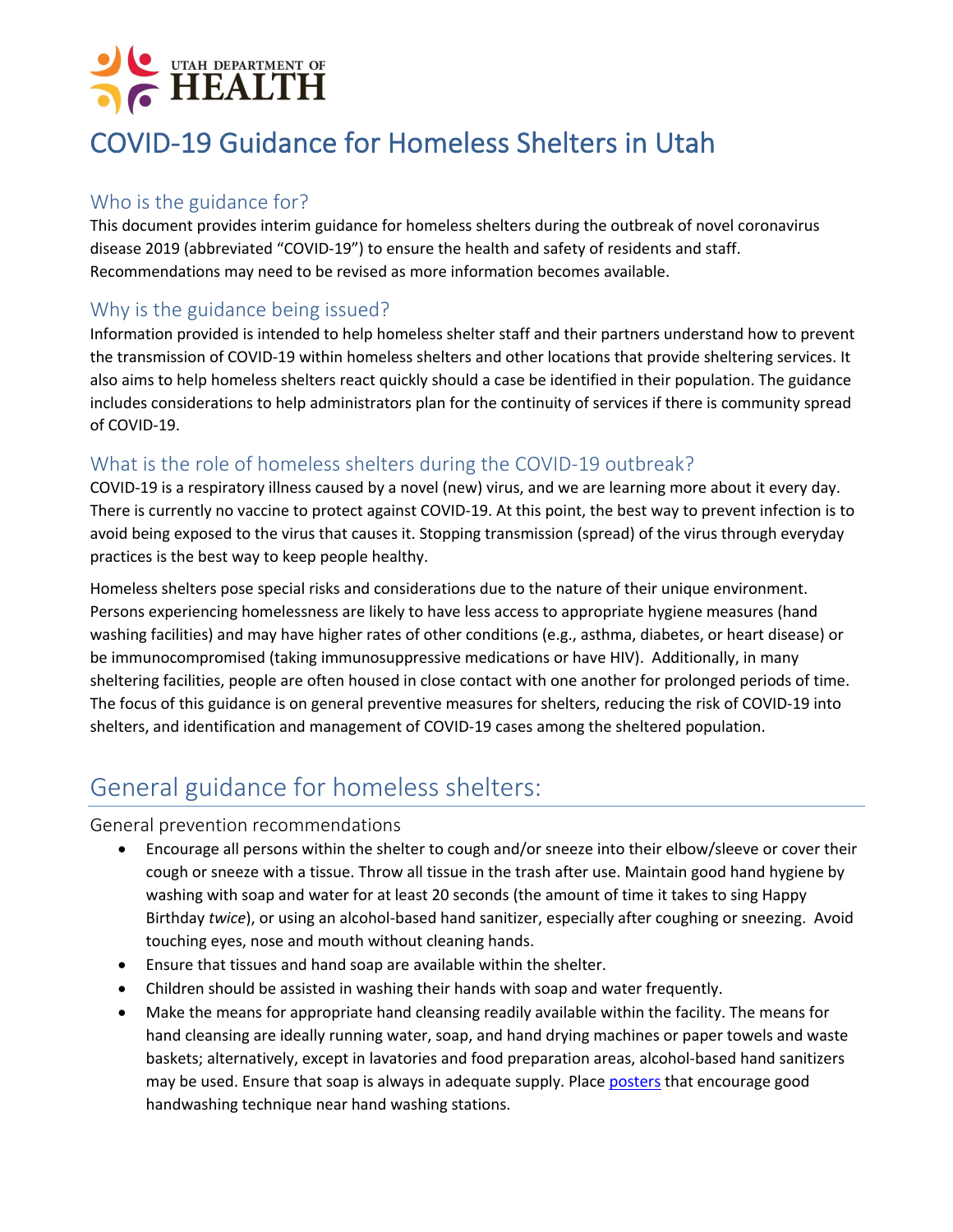UTAH DEPARTMENT OF HEALTH

# COVID-19 Guidance for Homeless Shelters in Utah

## Who is the guidance for?

This document provides interim guidance for homeless shelters during the outbreak of novel coronavirus disease 2019 (abbreviated "COVID-19") to ensure the health and safety of residents and staff. Recommendations may need to be revised as more information becomes available.

## Why is the guidance being issued?

Information provided is intended to help homeless shelter staff and their partners understand how to prevent the transmission of COVID-19 within homeless shelters and other locations that provide sheltering services. It also aims to help homeless shelters react quickly should a case be identified in their population. The guidance includes considerations to help administrators plan for the continuity of services if there is community spread of COVID-19.

## What is the role of homeless shelters during the COVID-19 outbreak?

COVID-19 is a respiratory illness caused by a novel (new) virus, and we are learning more about it every day. There is currently no vaccine to protect against COVID-19. At this point, the best way to prevent infection is to avoid being exposed to the virus that causes it. Stopping transmission (spread) of the virus through everyday practices is the best way to keep people healthy.

Homeless shelters pose special risks and considerations due to the nature of their unique environment. Persons experiencing homelessness are likely to have less access to appropriate hygiene measures (hand washing facilities) and may have higher rates of other conditions (e.g., asthma, diabetes, or heart disease) or be immunocompromised (taking immunosuppressive medications or have HIV). Additionally, in many sheltering facilities, people are often housed in close contact with one another for prolonged periods of time. The focus of this guidance is on general preventive measures for shelters, reducing the risk of COVID-19 into shelters, and identification and management of COVID-19 cases among the sheltered population.

# General guidance for homeless shelters:

### General prevention recommendations

- Encourage all persons within the shelter to cough and/or sneeze into their elbow/sleeve or cover their cough or sneeze with a tissue. Throw all tissue in the trash after use. Maintain good hand hygiene by washing with soap and water for at least 20 seconds (the amount of time it takes to sing Happy Birthday *twice*), or using an alcohol-based hand sanitizer, especially after coughing or sneezing. Avoid touching eyes, nose and mouth without cleaning hands.
- Ensure that tissues and hand soap are available within the shelter.
- Children should be assisted in washing their hands with soap and water frequently.
- Make the means for appropriate hand cleansing readily available within the facility. The means for hand cleansing are ideally running water, soap, and hand drying machines or paper towels and waste baskets; alternatively, except in lavatories and food preparation areas, alcohol-based hand sanitizers may be used. Ensure that soap is always in adequate supply. Place posters that encourage good handwashing technique near hand washing stations.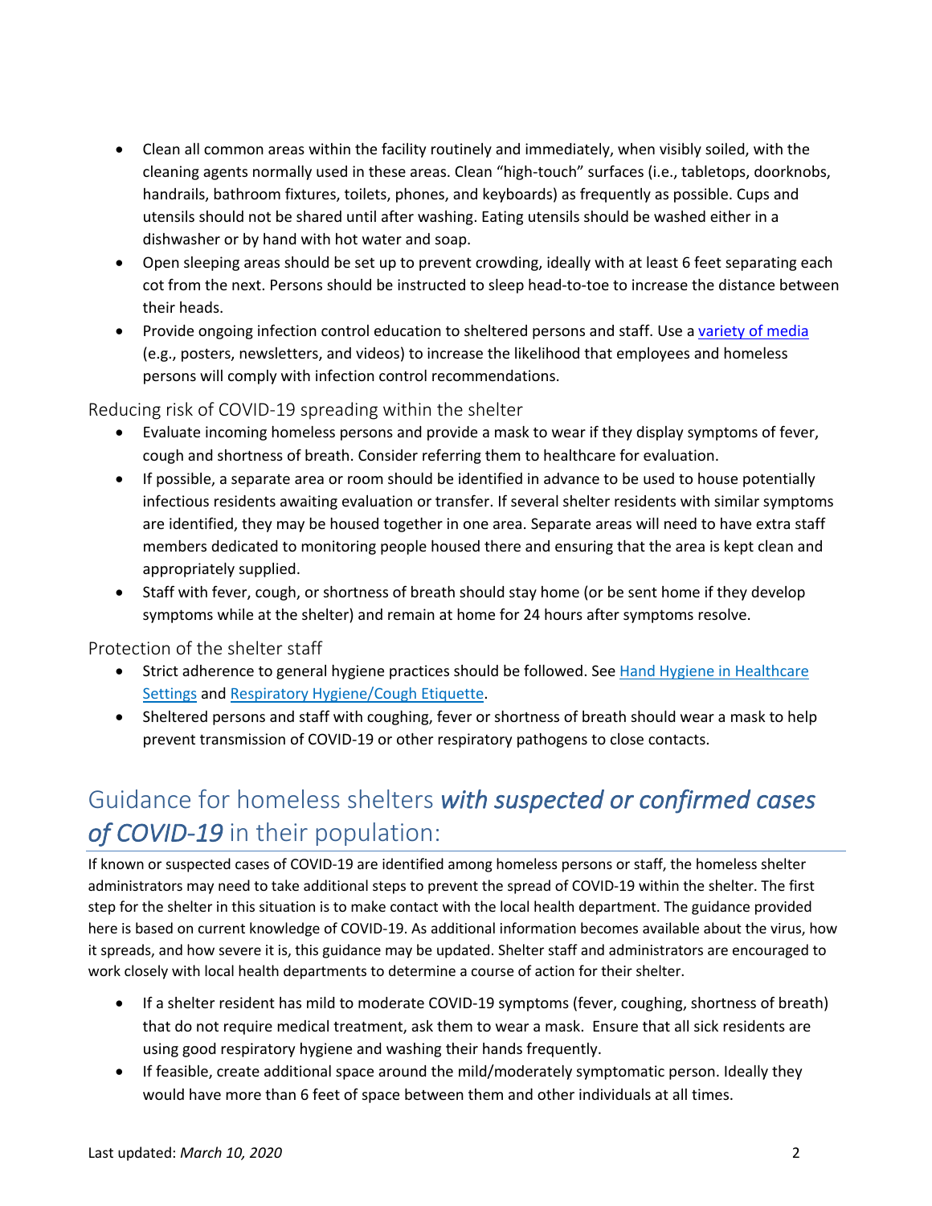- Clean all common areas within the facility routinely and immediately, when visibly soiled, with the cleaning agents normally used in these areas. Clean "high-touch" surfaces (i.e., tabletops, doorknobs, handrails, bathroom fixtures, toilets, phones, and keyboards) as frequently as possible. Cups and utensils should not be shared until after washing. Eating utensils should be washed either in a dishwasher or by hand with hot water and soap.
- Open sleeping areas should be set up to prevent crowding, ideally with at least 6 feet separating each cot from the next. Persons should be instructed to sleep head-to-toe to increase the distance between their heads.
- Provide ongoing infection control education to sheltered persons and staff. Use a variety of media (e.g., posters, newsletters, and videos) to increase the likelihood that employees and homeless persons will comply with infection control recommendations.

### Reducing risk of COVID-19 spreading within the shelter

- Evaluate incoming homeless persons and provide a mask to wear if they display symptoms of fever, cough and shortness of breath. Consider referring them to healthcare for evaluation.
- If possible, a separate area or room should be identified in advance to be used to house potentially infectious residents awaiting evaluation or transfer. If several shelter residents with similar symptoms are identified, they may be housed together in one area. Separate areas will need to have extra staff members dedicated to monitoring people housed there and ensuring that the area is kept clean and appropriately supplied.
- Staff with fever, cough, or shortness of breath should stay home (or be sent home if they develop symptoms while at the shelter) and remain at home for 24 hours after symptoms resolve.

### Protection of the shelter staff

- Strict adherence to general hygiene practices should be followed. See Hand Hygiene in Healthcare Settings and Respiratory Hygiene/Cough Etiquette.
- Sheltered persons and staff with coughing, fever or shortness of breath should wear a mask to help prevent transmission of COVID-19 or other respiratory pathogens to close contacts.

## Guidance for homeless shelters ***with suspected or confirmed cases of COVID-19*** in their population:

If known or suspected cases of COVID-19 are identified among homeless persons or staff, the homeless shelter administrators may need to take additional steps to prevent the spread of COVID-19 within the shelter. The first step for the shelter in this situation is to make contact with the local health department. The guidance provided here is based on current knowledge of COVID-19. As additional information becomes available about the virus, how it spreads, and how severe it is, this guidance may be updated. Shelter staff and administrators are encouraged to work closely with local health departments to determine a course of action for their shelter.

- If a shelter resident has mild to moderate COVID-19 symptoms (fever, coughing, shortness of breath) that do not require medical treatment, ask them to wear a mask. Ensure that all sick residents are using good respiratory hygiene and washing their hands frequently.
- If feasible, create additional space around the mild/moderately symptomatic person. Ideally they would have more than 6 feet of space between them and other individuals at all times.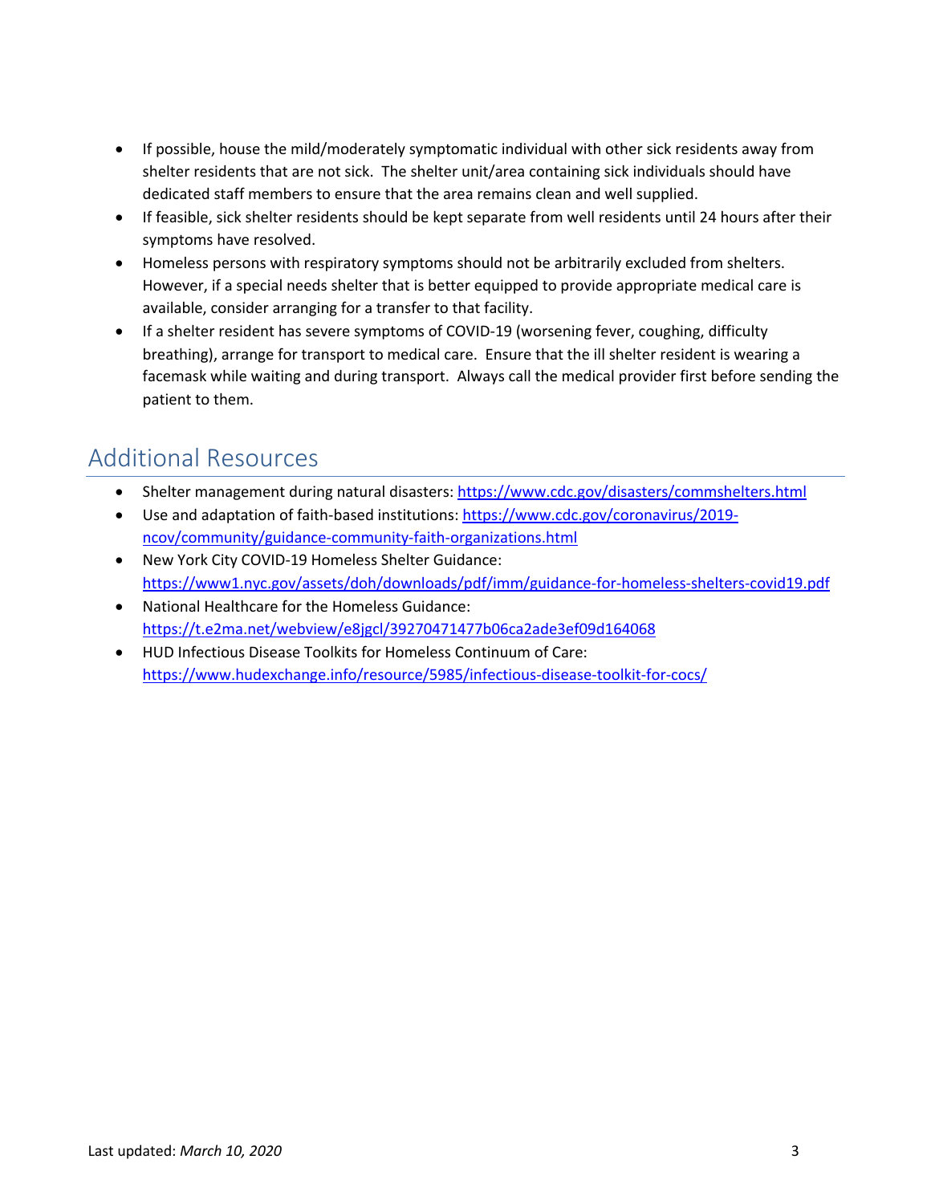- If possible, house the mild/moderately symptomatic individual with other sick residents away from shelter residents that are not sick. The shelter unit/area containing sick individuals should have dedicated staff members to ensure that the area remains clean and well supplied.
- If feasible, sick shelter residents should be kept separate from well residents until 24 hours after their symptoms have resolved.
- Homeless persons with respiratory symptoms should not be arbitrarily excluded from shelters. However, if a special needs shelter that is better equipped to provide appropriate medical care is available, consider arranging for a transfer to that facility.
- If a shelter resident has severe symptoms of COVID-19 (worsening fever, coughing, difficulty breathing), arrange for transport to medical care. Ensure that the ill shelter resident is wearing a facemask while waiting and during transport. Always call the medical provider first before sending the patient to them.

## Additional Resources

- Shelter management during natural disasters: https://www.cdc.gov/disasters/commshelters.html
- Use and adaptation of faith-based institutions: https://www.cdc.gov/coronavirus/2019-ncov/community/guidance-community-faith-organizations.html
- New York City COVID-19 Homeless Shelter Guidance: https://www1.nyc.gov/assets/doh/downloads/pdf/imm/guidance-for-homeless-shelters-covid19.pdf
- National Healthcare for the Homeless Guidance: https://t.e2ma.net/webview/e8jgcl/39270471477b06ca2ade3ef09d164068
- HUD Infectious Disease Toolkits for Homeless Continuum of Care: https://www.hudexchange.info/resource/5985/infectious-disease-toolkit-for-cocs/

Last updated: *March 10, 2020*